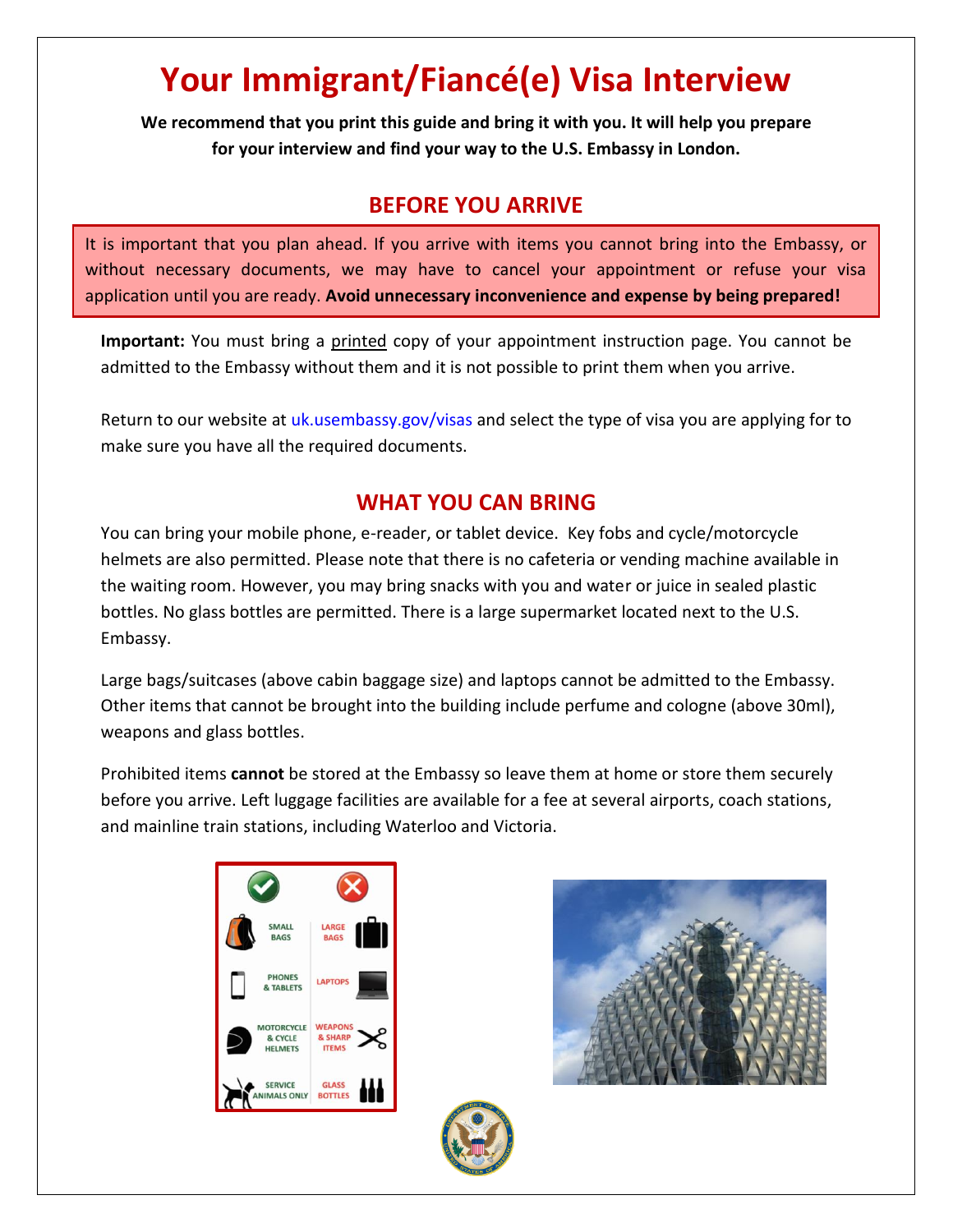# Your Immigrant/Fiancé(e) Visa Interview

**We recommend that you print this guide and bring it with you. It will help you prepare for your interview and find your way to the U.S. Embassy in London.**

## BEFORE YOU ARRIVE

It is important that you plan ahead. If you arrive with items you cannot bring into the Embassy, or without necessary documents, we may have to cancel your appointment or refuse your visa application until you are ready. **Avoid unnecessary inconvenience and expense by being prepared!**

**Important:** You must bring a printed copy of your appointment instruction page. You cannot be admitted to the Embassy without them and it is not possible to print them when you arrive.

Return to our website at uk.usembassy.gov/visas and select the type of visa you are applying for to make sure you have all the required documents.

## WHAT YOU CAN BRING

You can bring your mobile phone, e-reader, or tablet device. Key fobs and cycle/motorcycle helmets are also permitted. Please note that there is no cafeteria or vending machine available in the waiting room. However, you may bring snacks with you and water or juice in sealed plastic bottles. No glass bottles are permitted. There is a large supermarket located next to the U.S. Embassy.

Large bags/suitcases (above cabin baggage size) and laptops cannot be admitted to the Embassy. Other items that cannot be brought into the building include perfume and cologne (above 30ml), weapons and glass bottles.

Prohibited items **cannot** be stored at the Embassy so leave them at home or store them securely before you arrive. Left luggage facilities are available for a fee at several airports, coach stations, and mainline train stations, including Waterloo and Victoria.

| ✔ | ✘ |
|---|---|
| SMALL BAGS | LARGE BAGS |
| PHONES & TABLETS | LAPTOPS |
| MOTORCYCLE & CYCLE HELMETS | WEAPONS & SHARP ITEMS |
| SERVICE ANIMALS ONLY | GLASS BOTTLES |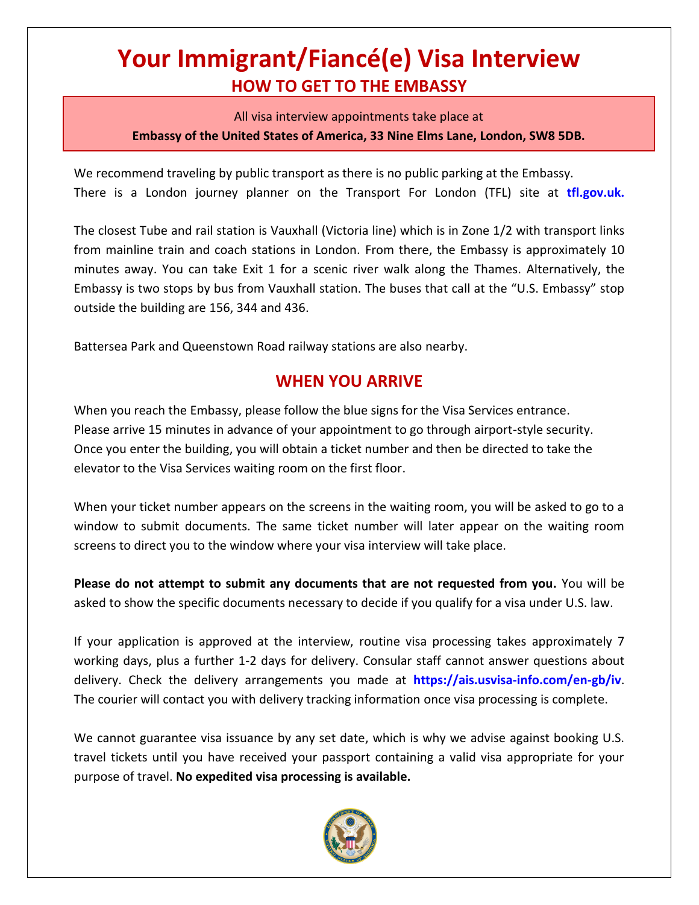# Your Immigrant/Fiancé(e) Visa Interview

## HOW TO GET TO THE EMBASSY

All visa interview appointments take place at
**Embassy of the United States of America, 33 Nine Elms Lane, London, SW8 5DB.**

We recommend traveling by public transport as there is no public parking at the Embassy. There is a London journey planner on the Transport For London (TFL) site at **tfl.gov.uk.**

The closest Tube and rail station is Vauxhall (Victoria line) which is in Zone 1/2 with transport links from mainline train and coach stations in London. From there, the Embassy is approximately 10 minutes away. You can take Exit 1 for a scenic river walk along the Thames. Alternatively, the Embassy is two stops by bus from Vauxhall station. The buses that call at the "U.S. Embassy" stop outside the building are 156, 344 and 436.

Battersea Park and Queenstown Road railway stations are also nearby.

## WHEN YOU ARRIVE

When you reach the Embassy, please follow the blue signs for the Visa Services entrance. Please arrive 15 minutes in advance of your appointment to go through airport-style security. Once you enter the building, you will obtain a ticket number and then be directed to take the elevator to the Visa Services waiting room on the first floor.

When your ticket number appears on the screens in the waiting room, you will be asked to go to a window to submit documents. The same ticket number will later appear on the waiting room screens to direct you to the window where your visa interview will take place.

**Please do not attempt to submit any documents that are not requested from you.** You will be asked to show the specific documents necessary to decide if you qualify for a visa under U.S. law.

If your application is approved at the interview, routine visa processing takes approximately 7 working days, plus a further 1-2 days for delivery. Consular staff cannot answer questions about delivery. Check the delivery arrangements you made at **https://ais.usvisa-info.com/en-gb/iv**. The courier will contact you with delivery tracking information once visa processing is complete.

We cannot guarantee visa issuance by any set date, which is why we advise against booking U.S. travel tickets until you have received your passport containing a valid visa appropriate for your purpose of travel. **No expedited visa processing is available.**